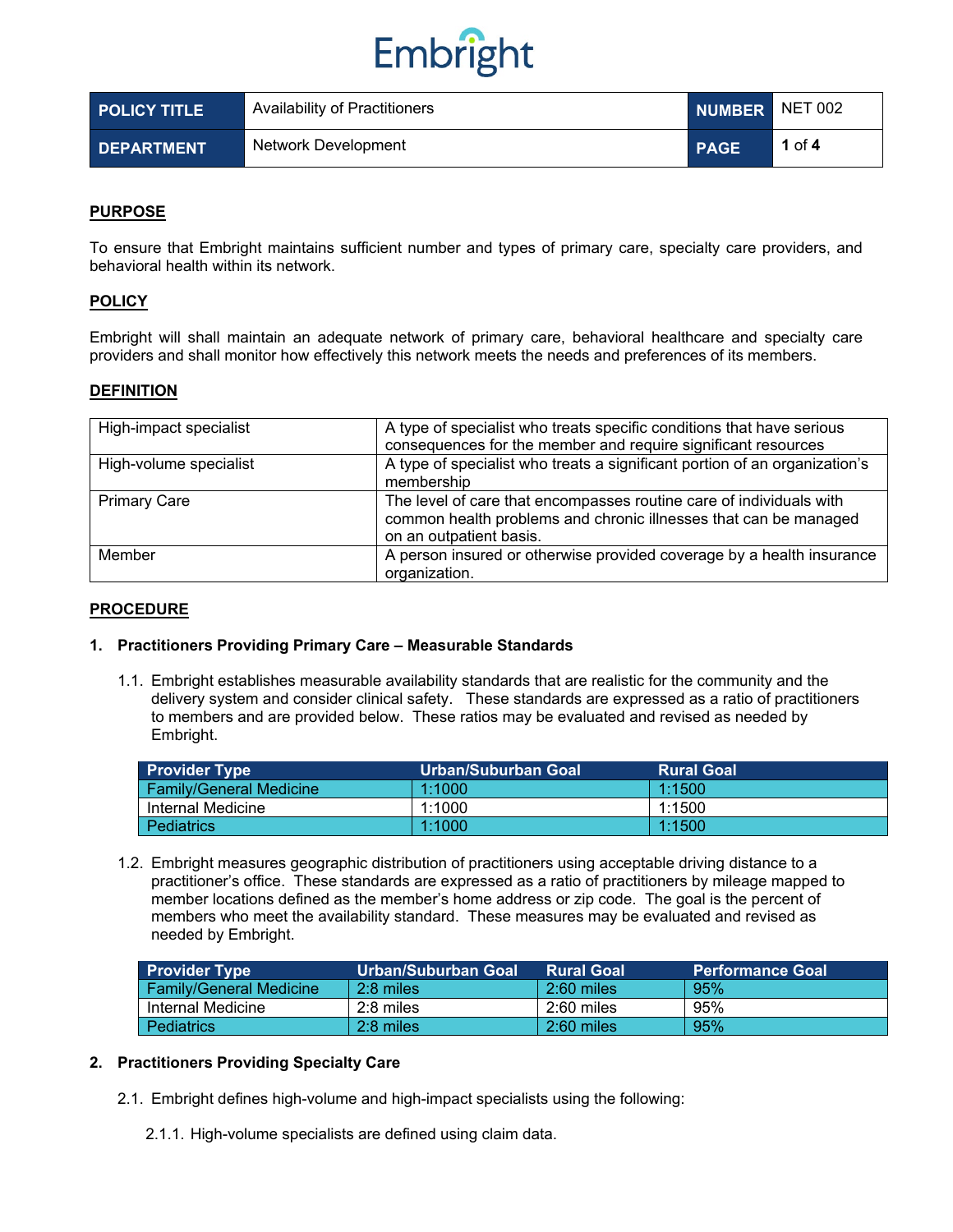Embright

| POLICY TITLE | Availability of Practitioners | NUMBER | NET 002 |
|---|---|---|---|
| DEPARTMENT | Network Development | PAGE | 1 of 4 |

## PURPOSE

To ensure that Embright maintains sufficient number and types of primary care, specialty care providers, and behavioral health within its network.

## POLICY

Embright will shall maintain an adequate network of primary care, behavioral healthcare and specialty care providers and shall monitor how effectively this network meets the needs and preferences of its members.

## DEFINITION

| Term | Definition |
|---|---|
| High-impact specialist | A type of specialist who treats specific conditions that have serious consequences for the member and require significant resources |
| High-volume specialist | A type of specialist who treats a significant portion of an organization's membership |
| Primary Care | The level of care that encompasses routine care of individuals with common health problems and chronic illnesses that can be managed on an outpatient basis. |
| Member | A person insured or otherwise provided coverage by a health insurance organization. |

## PROCEDURE

### 1. Practitioners Providing Primary Care – Measurable Standards

1.1. Embright establishes measurable availability standards that are realistic for the community and the delivery system and consider clinical safety. These standards are expressed as a ratio of practitioners to members and are provided below. These ratios may be evaluated and revised as needed by Embright.

| Provider Type | Urban/Suburban Goal | Rural Goal |
|---|---|---|
| Family/General Medicine | 1:1000 | 1:1500 |
| Internal Medicine | 1:1000 | 1:1500 |
| Pediatrics | 1:1000 | 1:1500 |

1.2. Embright measures geographic distribution of practitioners using acceptable driving distance to a practitioner's office. These standards are expressed as a ratio of practitioners by mileage mapped to member locations defined as the member's home address or zip code. The goal is the percent of members who meet the availability standard. These measures may be evaluated and revised as needed by Embright.

| Provider Type | Urban/Suburban Goal | Rural Goal | Performance Goal |
|---|---|---|---|
| Family/General Medicine | 2:8 miles | 2:60 miles | 95% |
| Internal Medicine | 2:8 miles | 2:60 miles | 95% |
| Pediatrics | 2:8 miles | 2:60 miles | 95% |

### 2. Practitioners Providing Specialty Care

2.1. Embright defines high-volume and high-impact specialists using the following:

2.1.1. High-volume specialists are defined using claim data.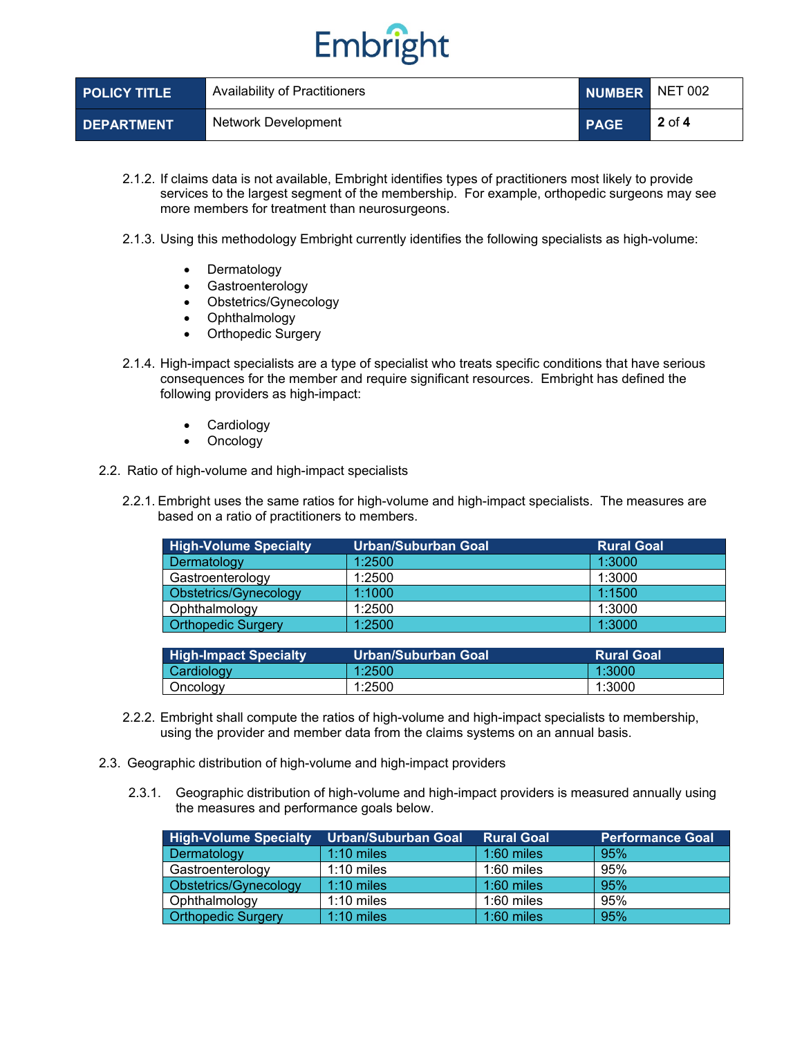2.1.2. If claims data is not available, Embright identifies types of practitioners most likely to provide services to the largest segment of the membership. For example, orthopedic surgeons may see more members for treatment than neurosurgeons.

2.1.3. Using this methodology Embright currently identifies the following specialists as high-volume:

- Dermatology
- Gastroenterology
- Obstetrics/Gynecology
- Ophthalmology
- Orthopedic Surgery

2.1.4. High-impact specialists are a type of specialist who treats specific conditions that have serious consequences for the member and require significant resources. Embright has defined the following providers as high-impact:

- Cardiology
- Oncology

2.2. Ratio of high-volume and high-impact specialists

2.2.1. Embright uses the same ratios for high-volume and high-impact specialists. The measures are based on a ratio of practitioners to members.

| High-Volume Specialty | Urban/Suburban Goal | Rural Goal |
|---|---|---|
| Dermatology | 1:2500 | 1:3000 |
| Gastroenterology | 1:2500 | 1:3000 |
| Obstetrics/Gynecology | 1:1000 | 1:1500 |
| Ophthalmology | 1:2500 | 1:3000 |
| Orthopedic Surgery | 1:2500 | 1:3000 |

| High-Impact Specialty | Urban/Suburban Goal | Rural Goal |
|---|---|---|
| Cardiology | 1:2500 | 1:3000 |
| Oncology | 1:2500 | 1:3000 |

2.2.2. Embright shall compute the ratios of high-volume and high-impact specialists to membership, using the provider and member data from the claims systems on an annual basis.

2.3. Geographic distribution of high-volume and high-impact providers

2.3.1. Geographic distribution of high-volume and high-impact providers is measured annually using the measures and performance goals below.

| High-Volume Specialty | Urban/Suburban Goal | Rural Goal | Performance Goal |
|---|---|---|---|
| Dermatology | 1:10 miles | 1:60 miles | 95% |
| Gastroenterology | 1:10 miles | 1:60 miles | 95% |
| Obstetrics/Gynecology | 1:10 miles | 1:60 miles | 95% |
| Ophthalmology | 1:10 miles | 1:60 miles | 95% |
| Orthopedic Surgery | 1:10 miles | 1:60 miles | 95% |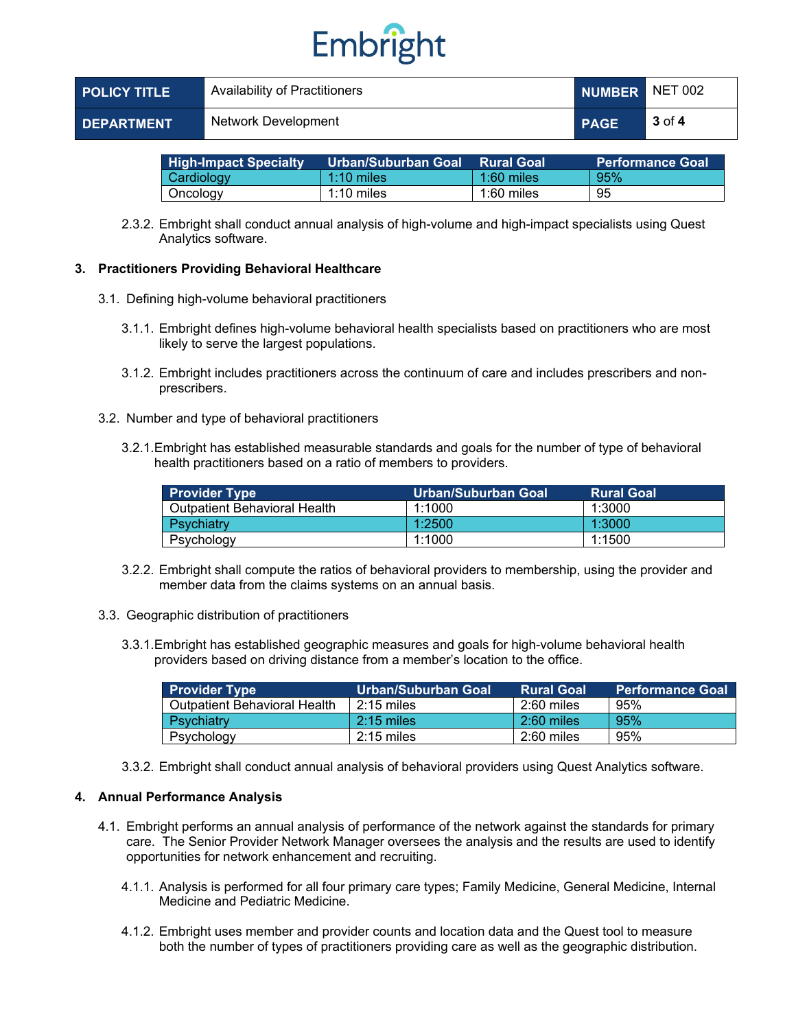| High-Impact Specialty | Urban/Suburban Goal | Rural Goal | Performance Goal |
| --- | --- | --- | --- |
| Cardiology | 1:10 miles | 1:60 miles | 95% |
| Oncology | 1:10 miles | 1:60 miles | 95 |

2.3.2. Embright shall conduct annual analysis of high-volume and high-impact specialists using Quest Analytics software.

## 3. Practitioners Providing Behavioral Healthcare

3.1. Defining high-volume behavioral practitioners

3.1.1. Embright defines high-volume behavioral health specialists based on practitioners who are most likely to serve the largest populations.

3.1.2. Embright includes practitioners across the continuum of care and includes prescribers and non-prescribers.

3.2. Number and type of behavioral practitioners

3.2.1. Embright has established measurable standards and goals for the number of type of behavioral health practitioners based on a ratio of members to providers.

| Provider Type | Urban/Suburban Goal | Rural Goal |
| --- | --- | --- |
| Outpatient Behavioral Health | 1:1000 | 1:3000 |
| Psychiatry | 1:2500 | 1:3000 |
| Psychology | 1:1000 | 1:1500 |

3.2.2. Embright shall compute the ratios of behavioral providers to membership, using the provider and member data from the claims systems on an annual basis.

3.3. Geographic distribution of practitioners

3.3.1. Embright has established geographic measures and goals for high-volume behavioral health providers based on driving distance from a member's location to the office.

| Provider Type | Urban/Suburban Goal | Rural Goal | Performance Goal |
| --- | --- | --- | --- |
| Outpatient Behavioral Health | 2:15 miles | 2:60 miles | 95% |
| Psychiatry | 2:15 miles | 2:60 miles | 95% |
| Psychology | 2:15 miles | 2:60 miles | 95% |

3.3.2. Embright shall conduct annual analysis of behavioral providers using Quest Analytics software.

## 4. Annual Performance Analysis

4.1. Embright performs an annual analysis of performance of the network against the standards for primary care. The Senior Provider Network Manager oversees the analysis and the results are used to identify opportunities for network enhancement and recruiting.

4.1.1. Analysis is performed for all four primary care types; Family Medicine, General Medicine, Internal Medicine and Pediatric Medicine.

4.1.2. Embright uses member and provider counts and location data and the Quest tool to measure both the number of types of practitioners providing care as well as the geographic distribution.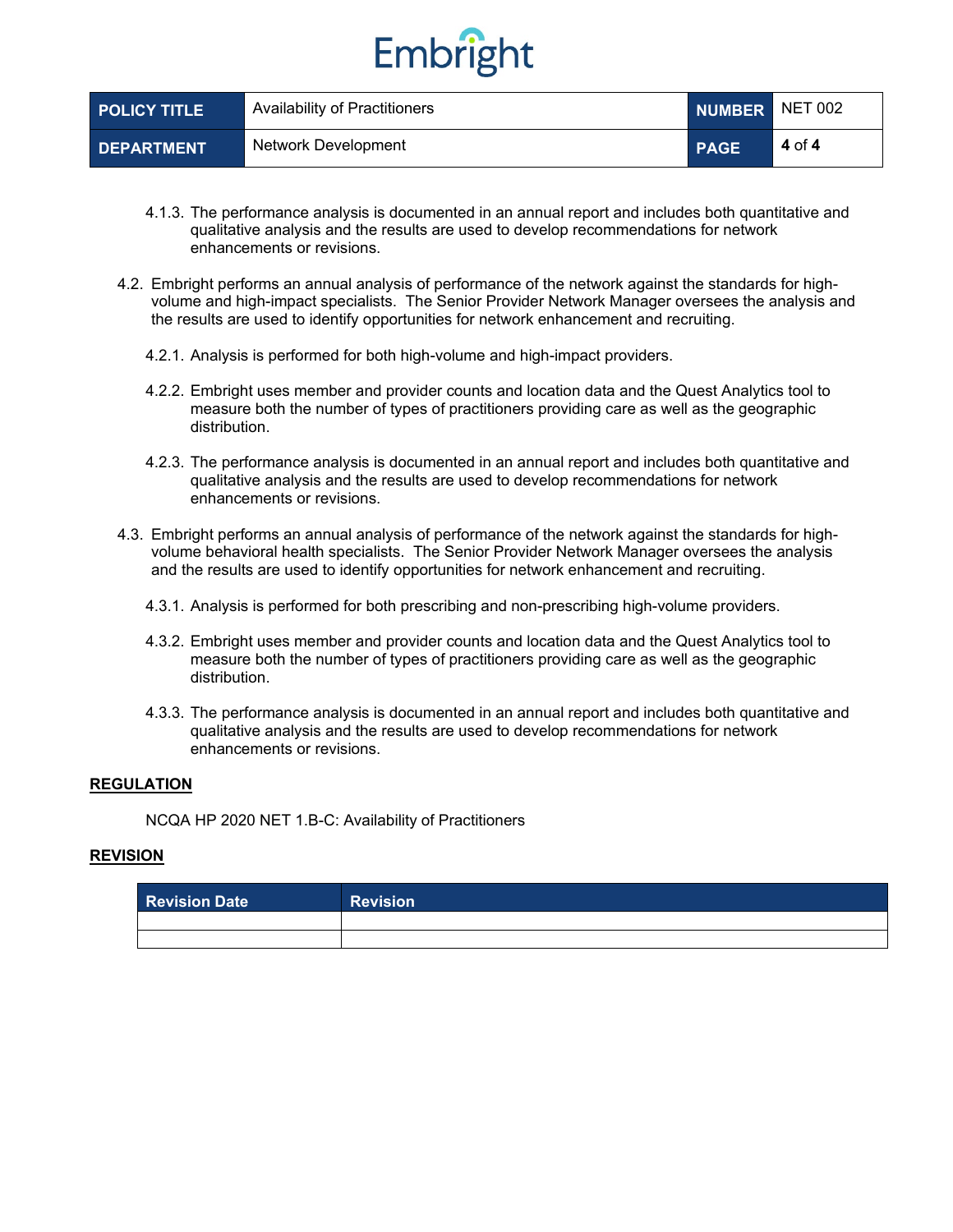4.1.3. The performance analysis is documented in an annual report and includes both quantitative and qualitative analysis and the results are used to develop recommendations for network enhancements or revisions.

4.2. Embright performs an annual analysis of performance of the network against the standards for high-volume and high-impact specialists. The Senior Provider Network Manager oversees the analysis and the results are used to identify opportunities for network enhancement and recruiting.

4.2.1. Analysis is performed for both high-volume and high-impact providers.

4.2.2. Embright uses member and provider counts and location data and the Quest Analytics tool to measure both the number of types of practitioners providing care as well as the geographic distribution.

4.2.3. The performance analysis is documented in an annual report and includes both quantitative and qualitative analysis and the results are used to develop recommendations for network enhancements or revisions.

4.3. Embright performs an annual analysis of performance of the network against the standards for high-volume behavioral health specialists. The Senior Provider Network Manager oversees the analysis and the results are used to identify opportunities for network enhancement and recruiting.

4.3.1. Analysis is performed for both prescribing and non-prescribing high-volume providers.

4.3.2. Embright uses member and provider counts and location data and the Quest Analytics tool to measure both the number of types of practitioners providing care as well as the geographic distribution.

4.3.3. The performance analysis is documented in an annual report and includes both quantitative and qualitative analysis and the results are used to develop recommendations for network enhancements or revisions.

## REGULATION

NCQA HP 2020 NET 1.B-C: Availability of Practitioners

## REVISION

| Revision Date | Revision |
|---|---|
| | |
| | |